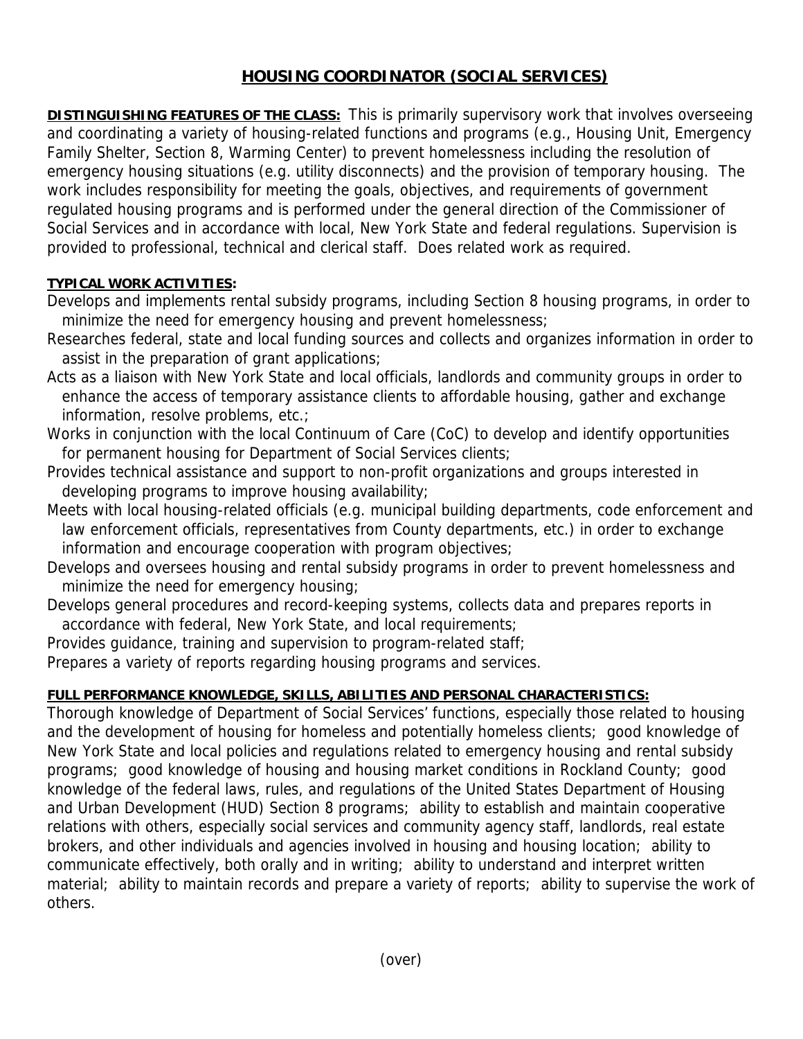# HOUSING COORDINATOR (SOCIAL SERVICES)

**DISTINGUISHING FEATURES OF THE CLASS:** This is primarily supervisory work that involves overseeing and coordinating a variety of housing-related functions and programs (e.g., Housing Unit, Emergency Family Shelter, Section 8, Warming Center) to prevent homelessness including the resolution of emergency housing situations (e.g. utility disconnects) and the provision of temporary housing. The work includes responsibility for meeting the goals, objectives, and requirements of government regulated housing programs and is performed under the general direction of the Commissioner of Social Services and in accordance with local, New York State and federal regulations. Supervision is provided to professional, technical and clerical staff. Does related work as required.

**TYPICAL WORK ACTIVITIES:**

Develops and implements rental subsidy programs, including Section 8 housing programs, in order to minimize the need for emergency housing and prevent homelessness;

Researches federal, state and local funding sources and collects and organizes information in order to assist in the preparation of grant applications;

Acts as a liaison with New York State and local officials, landlords and community groups in order to enhance the access of temporary assistance clients to affordable housing, gather and exchange information, resolve problems, etc.;

Works in conjunction with the local Continuum of Care (CoC) to develop and identify opportunities for permanent housing for Department of Social Services clients;

Provides technical assistance and support to non-profit organizations and groups interested in developing programs to improve housing availability;

Meets with local housing-related officials (e.g. municipal building departments, code enforcement and law enforcement officials, representatives from County departments, etc.) in order to exchange information and encourage cooperation with program objectives;

Develops and oversees housing and rental subsidy programs in order to prevent homelessness and minimize the need for emergency housing;

Develops general procedures and record-keeping systems, collects data and prepares reports in accordance with federal, New York State, and local requirements;

Provides guidance, training and supervision to program-related staff;

Prepares a variety of reports regarding housing programs and services.

**FULL PERFORMANCE KNOWLEDGE, SKILLS, ABILITIES AND PERSONAL CHARACTERISTICS:**

Thorough knowledge of Department of Social Services' functions, especially those related to housing and the development of housing for homeless and potentially homeless clients; good knowledge of New York State and local policies and regulations related to emergency housing and rental subsidy programs; good knowledge of housing and housing market conditions in Rockland County; good knowledge of the federal laws, rules, and regulations of the United States Department of Housing and Urban Development (HUD) Section 8 programs; ability to establish and maintain cooperative relations with others, especially social services and community agency staff, landlords, real estate brokers, and other individuals and agencies involved in housing and housing location; ability to communicate effectively, both orally and in writing; ability to understand and interpret written material; ability to maintain records and prepare a variety of reports; ability to supervise the work of others.

(over)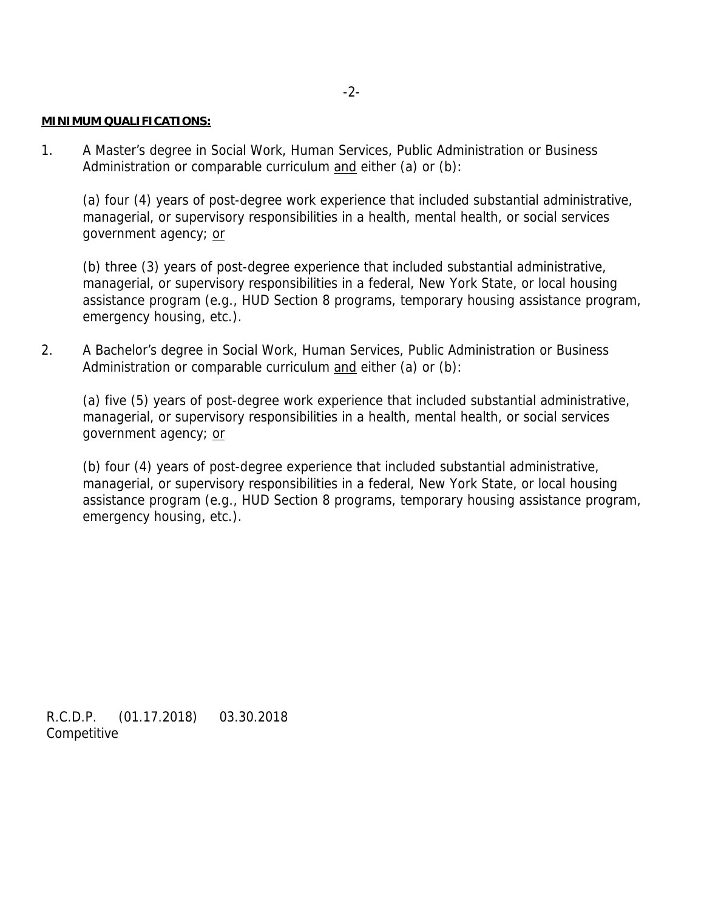**MINIMUM QUALIFICATIONS:**

1. A Master's degree in Social Work, Human Services, Public Administration or Business Administration or comparable curriculum <u>and</u> either (a) or (b):

   (a) four (4) years of post-degree work experience that included substantial administrative, managerial, or supervisory responsibilities in a health, mental health, or social services government agency; <u>or</u>

   (b) three (3) years of post-degree experience that included substantial administrative, managerial, or supervisory responsibilities in a federal, New York State, or local housing assistance program (e.g., HUD Section 8 programs, temporary housing assistance program, emergency housing, etc.).

2. A Bachelor's degree in Social Work, Human Services, Public Administration or Business Administration or comparable curriculum <u>and</u> either (a) or (b):

   (a) five (5) years of post-degree work experience that included substantial administrative, managerial, or supervisory responsibilities in a health, mental health, or social services government agency; <u>or</u>

   (b) four (4) years of post-degree experience that included substantial administrative, managerial, or supervisory responsibilities in a federal, New York State, or local housing assistance program (e.g., HUD Section 8 programs, temporary housing assistance program, emergency housing, etc.).

R.C.D.P. (01.17.2018) 03.30.2018
Competitive